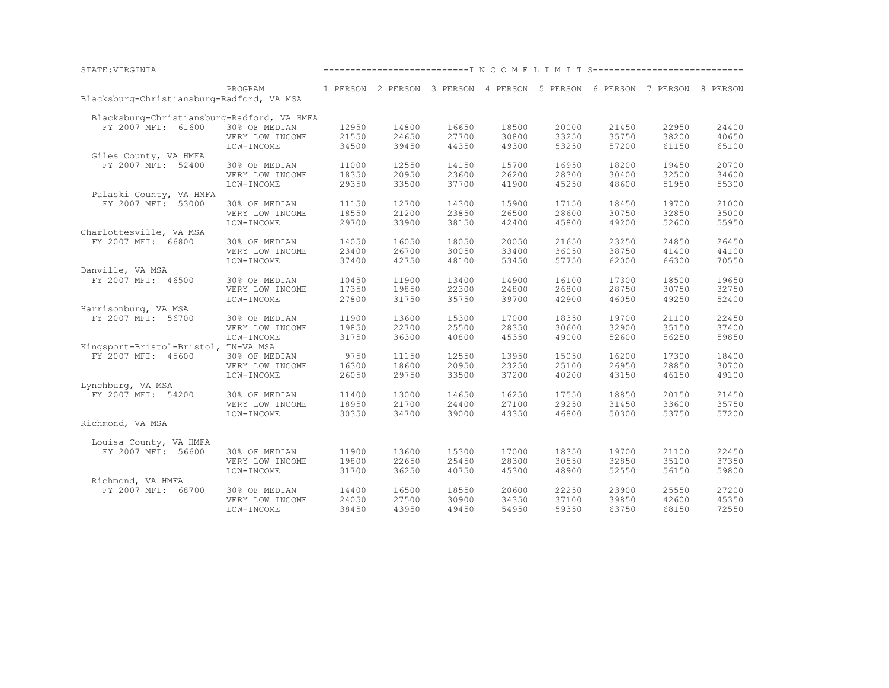STATE:VIRGINIA

---------------------------I N C O M E L I M I T S----------------------------

| PROGRAM | | 1 PERSON | 2 PERSON | 3 PERSON | 4 PERSON | 5 PERSON | 6 PERSON | 7 PERSON | 8 PERSON |
|---|---|---|---|---|---|---|---|---|---|
| Blacksburg-Christiansburg-Radford, VA MSA | | | | | | | | | |
| Blacksburg-Christiansburg-Radford, VA HMFA | | | | | | | | | |
| FY 2007 MFI: 61600 | 30% OF MEDIAN | 12950 | 14800 | 16650 | 18500 | 20000 | 21450 | 22950 | 24400 |
| | VERY LOW INCOME | 21550 | 24650 | 27700 | 30800 | 33250 | 35750 | 38200 | 40650 |
| | LOW-INCOME | 34500 | 39450 | 44350 | 49300 | 53250 | 57200 | 61150 | 65100 |
| Giles County, VA HMFA | | | | | | | | | |
| FY 2007 MFI: 52400 | 30% OF MEDIAN | 11000 | 12550 | 14150 | 15700 | 16950 | 18200 | 19450 | 20700 |
| | VERY LOW INCOME | 18350 | 20950 | 23600 | 26200 | 28300 | 30400 | 32500 | 34600 |
| | LOW-INCOME | 29350 | 33500 | 37700 | 41900 | 45250 | 48600 | 51950 | 55300 |
| Pulaski County, VA HMFA | | | | | | | | | |
| FY 2007 MFI: 53000 | 30% OF MEDIAN | 11150 | 12700 | 14300 | 15900 | 17150 | 18450 | 19700 | 21000 |
| | VERY LOW INCOME | 18550 | 21200 | 23850 | 26500 | 28600 | 30750 | 32850 | 35000 |
| | LOW-INCOME | 29700 | 33900 | 38150 | 42400 | 45800 | 49200 | 52600 | 55950 |
| Charlottesville, VA MSA | | | | | | | | | |
| FY 2007 MFI: 66800 | 30% OF MEDIAN | 14050 | 16050 | 18050 | 20050 | 21650 | 23250 | 24850 | 26450 |
| | VERY LOW INCOME | 23400 | 26700 | 30050 | 33400 | 36050 | 38750 | 41400 | 44100 |
| | LOW-INCOME | 37400 | 42750 | 48100 | 53450 | 57750 | 62000 | 66300 | 70550 |
| Danville, VA MSA | | | | | | | | | |
| FY 2007 MFI: 46500 | 30% OF MEDIAN | 10450 | 11900 | 13400 | 14900 | 16100 | 17300 | 18500 | 19650 |
| | VERY LOW INCOME | 17350 | 19850 | 22300 | 24800 | 26800 | 28750 | 30750 | 32750 |
| | LOW-INCOME | 27800 | 31750 | 35750 | 39700 | 42900 | 46050 | 49250 | 52400 |
| Harrisonburg, VA MSA | | | | | | | | | |
| FY 2007 MFI: 56700 | 30% OF MEDIAN | 11900 | 13600 | 15300 | 17000 | 18350 | 19700 | 21100 | 22450 |
| | VERY LOW INCOME | 19850 | 22700 | 25500 | 28350 | 30600 | 32900 | 35150 | 37400 |
| | LOW-INCOME | 31750 | 36300 | 40800 | 45350 | 49000 | 52600 | 56250 | 59850 |
| Kingsport-Bristol-Bristol, TN-VA MSA | | | | | | | | | |
| FY 2007 MFI: 45600 | 30% OF MEDIAN | 9750 | 11150 | 12550 | 13950 | 15050 | 16200 | 17300 | 18400 |
| | VERY LOW INCOME | 16300 | 18600 | 20950 | 23250 | 25100 | 26950 | 28850 | 30700 |
| | LOW-INCOME | 26050 | 29750 | 33500 | 37200 | 40200 | 43150 | 46150 | 49100 |
| Lynchburg, VA MSA | | | | | | | | | |
| FY 2007 MFI: 54200 | 30% OF MEDIAN | 11400 | 13000 | 14650 | 16250 | 17550 | 18850 | 20150 | 21450 |
| | VERY LOW INCOME | 18950 | 21700 | 24400 | 27100 | 29250 | 31450 | 33600 | 35750 |
| | LOW-INCOME | 30350 | 34700 | 39000 | 43350 | 46800 | 50300 | 53750 | 57200 |
| Richmond, VA MSA | | | | | | | | | |
| Louisa County, VA HMFA | | | | | | | | | |
| FY 2007 MFI: 56600 | 30% OF MEDIAN | 11900 | 13600 | 15300 | 17000 | 18350 | 19700 | 21100 | 22450 |
| | VERY LOW INCOME | 19800 | 22650 | 25450 | 28300 | 30550 | 32850 | 35100 | 37350 |
| | LOW-INCOME | 31700 | 36250 | 40750 | 45300 | 48900 | 52550 | 56150 | 59800 |
| Richmond, VA HMFA | | | | | | | | | |
| FY 2007 MFI: 68700 | 30% OF MEDIAN | 14400 | 16500 | 18550 | 20600 | 22250 | 23900 | 25550 | 27200 |
| | VERY LOW INCOME | 24050 | 27500 | 30900 | 34350 | 37100 | 39850 | 42600 | 45350 |
| | LOW-INCOME | 38450 | 43950 | 49450 | 54950 | 59350 | 63750 | 68150 | 72550 |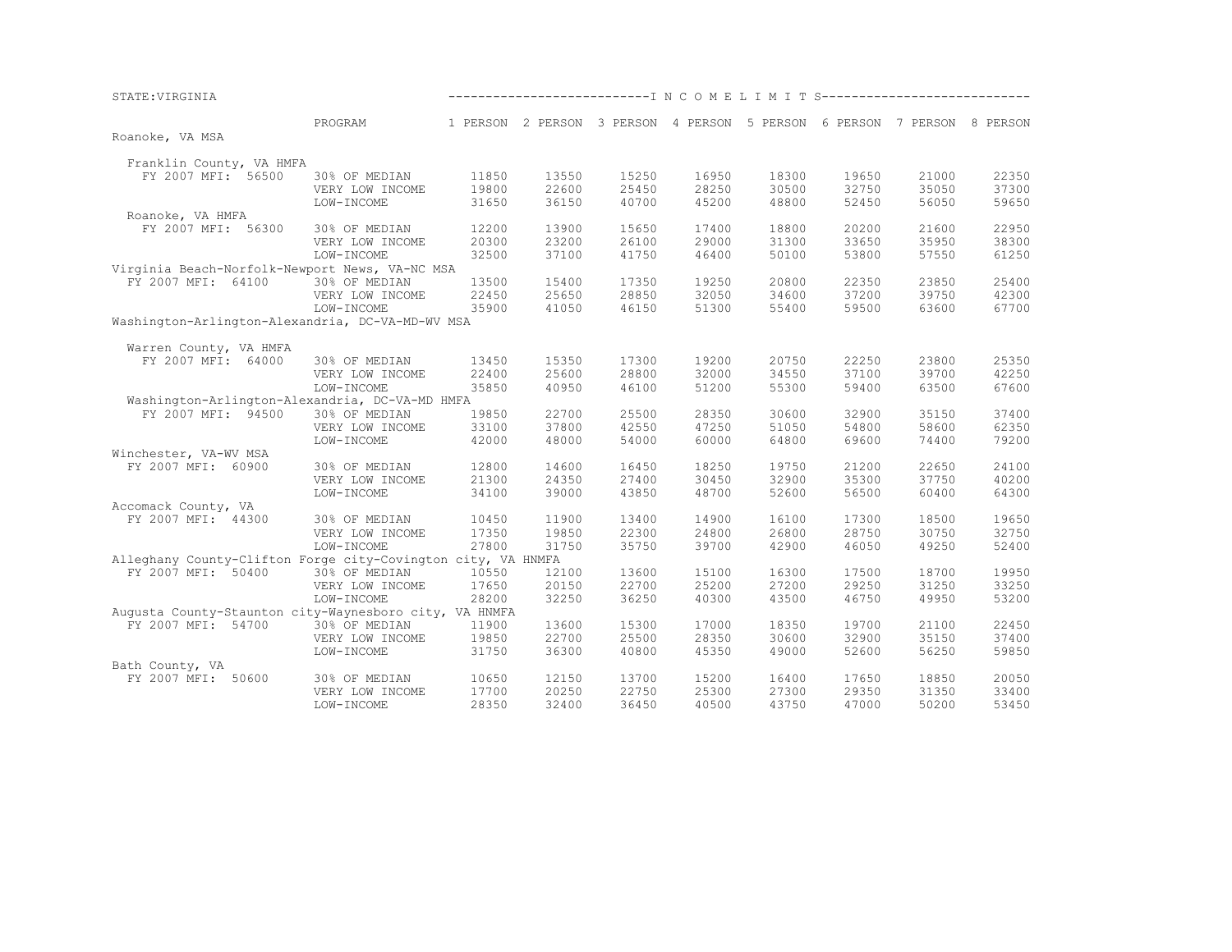STATE:VIRGINIA

| | PROGRAM | 1 PERSON | 2 PERSON | 3 PERSON | 4 PERSON | 5 PERSON | 6 PERSON | 7 PERSON | 8 PERSON |
|---|---|---|---|---|---|---|---|---|---|
| Roanoke, VA MSA | | | | | | | | | |
| Franklin County, VA HMFA | | | | | | | | | |
| FY 2007 MFI: 56500 | 30% OF MEDIAN | 11850 | 13550 | 15250 | 16950 | 18300 | 19650 | 21000 | 22350 |
| | VERY LOW INCOME | 19800 | 22600 | 25450 | 28250 | 30500 | 32750 | 35050 | 37300 |
| | LOW-INCOME | 31650 | 36150 | 40700 | 45200 | 48800 | 52450 | 56050 | 59650 |
| Roanoke, VA HMFA | | | | | | | | | |
| FY 2007 MFI: 56300 | 30% OF MEDIAN | 12200 | 13900 | 15650 | 17400 | 18800 | 20200 | 21600 | 22950 |
| | VERY LOW INCOME | 20300 | 23200 | 26100 | 29000 | 31300 | 33650 | 35950 | 38300 |
| | LOW-INCOME | 32500 | 37100 | 41750 | 46400 | 50100 | 53800 | 57550 | 61250 |
| Virginia Beach-Norfolk-Newport News, VA-NC MSA | | | | | | | | | |
| FY 2007 MFI: 64100 | 30% OF MEDIAN | 13500 | 15400 | 17350 | 19250 | 20800 | 22350 | 23850 | 25400 |
| | VERY LOW INCOME | 22450 | 25650 | 28850 | 32050 | 34600 | 37200 | 39750 | 42300 |
| | LOW-INCOME | 35900 | 41050 | 46150 | 51300 | 55400 | 59500 | 63600 | 67700 |
| Washington-Arlington-Alexandria, DC-VA-MD-WV MSA | | | | | | | | | |
| Warren County, VA HMFA | | | | | | | | | |
| FY 2007 MFI: 64000 | 30% OF MEDIAN | 13450 | 15350 | 17300 | 19200 | 20750 | 22250 | 23800 | 25350 |
| | VERY LOW INCOME | 22400 | 25600 | 28800 | 32000 | 34550 | 37100 | 39700 | 42250 |
| | LOW-INCOME | 35850 | 40950 | 46100 | 51200 | 55300 | 59400 | 63500 | 67600 |
| Washington-Arlington-Alexandria, DC-VA-MD HMFA | | | | | | | | | |
| FY 2007 MFI: 94500 | 30% OF MEDIAN | 19850 | 22700 | 25500 | 28350 | 30600 | 32900 | 35150 | 37400 |
| | VERY LOW INCOME | 33100 | 37800 | 42550 | 47250 | 51050 | 54800 | 58600 | 62350 |
| | LOW-INCOME | 42000 | 48000 | 54000 | 60000 | 64800 | 69600 | 74400 | 79200 |
| Winchester, VA-WV MSA | | | | | | | | | |
| FY 2007 MFI: 60900 | 30% OF MEDIAN | 12800 | 14600 | 16450 | 18250 | 19750 | 21200 | 22650 | 24100 |
| | VERY LOW INCOME | 21300 | 24350 | 27400 | 30450 | 32900 | 35300 | 37750 | 40200 |
| | LOW-INCOME | 34100 | 39000 | 43850 | 48700 | 52600 | 56500 | 60400 | 64300 |
| Accomack County, VA | | | | | | | | | |
| FY 2007 MFI: 44300 | 30% OF MEDIAN | 10450 | 11900 | 13400 | 14900 | 16100 | 17300 | 18500 | 19650 |
| | VERY LOW INCOME | 17350 | 19850 | 22300 | 24800 | 26800 | 28750 | 30750 | 32750 |
| | LOW-INCOME | 27800 | 31750 | 35750 | 39700 | 42900 | 46050 | 49250 | 52400 |
| Alleghany County-Clifton Forge city-Covington city, VA HNMFA | | | | | | | | | |
| FY 2007 MFI: 50400 | 30% OF MEDIAN | 10550 | 12100 | 13600 | 15100 | 16300 | 17500 | 18700 | 19950 |
| | VERY LOW INCOME | 17650 | 20150 | 22700 | 25200 | 27200 | 29250 | 31250 | 33250 |
| | LOW-INCOME | 28200 | 32250 | 36250 | 40300 | 43500 | 46750 | 49950 | 53200 |
| Augusta County-Staunton city-Waynesboro city, VA HNMFA | | | | | | | | | |
| FY 2007 MFI: 54700 | 30% OF MEDIAN | 11900 | 13600 | 15300 | 17000 | 18350 | 19700 | 21100 | 22450 |
| | VERY LOW INCOME | 19850 | 22700 | 25500 | 28350 | 30600 | 32900 | 35150 | 37400 |
| | LOW-INCOME | 31750 | 36300 | 40800 | 45350 | 49000 | 52600 | 56250 | 59850 |
| Bath County, VA | | | | | | | | | |
| FY 2007 MFI: 50600 | 30% OF MEDIAN | 10650 | 12150 | 13700 | 15200 | 16400 | 17650 | 18850 | 20050 |
| | VERY LOW INCOME | 17700 | 20250 | 22750 | 25300 | 27300 | 29350 | 31350 | 33400 |
| | LOW-INCOME | 28350 | 32400 | 36450 | 40500 | 43750 | 47000 | 50200 | 53450 |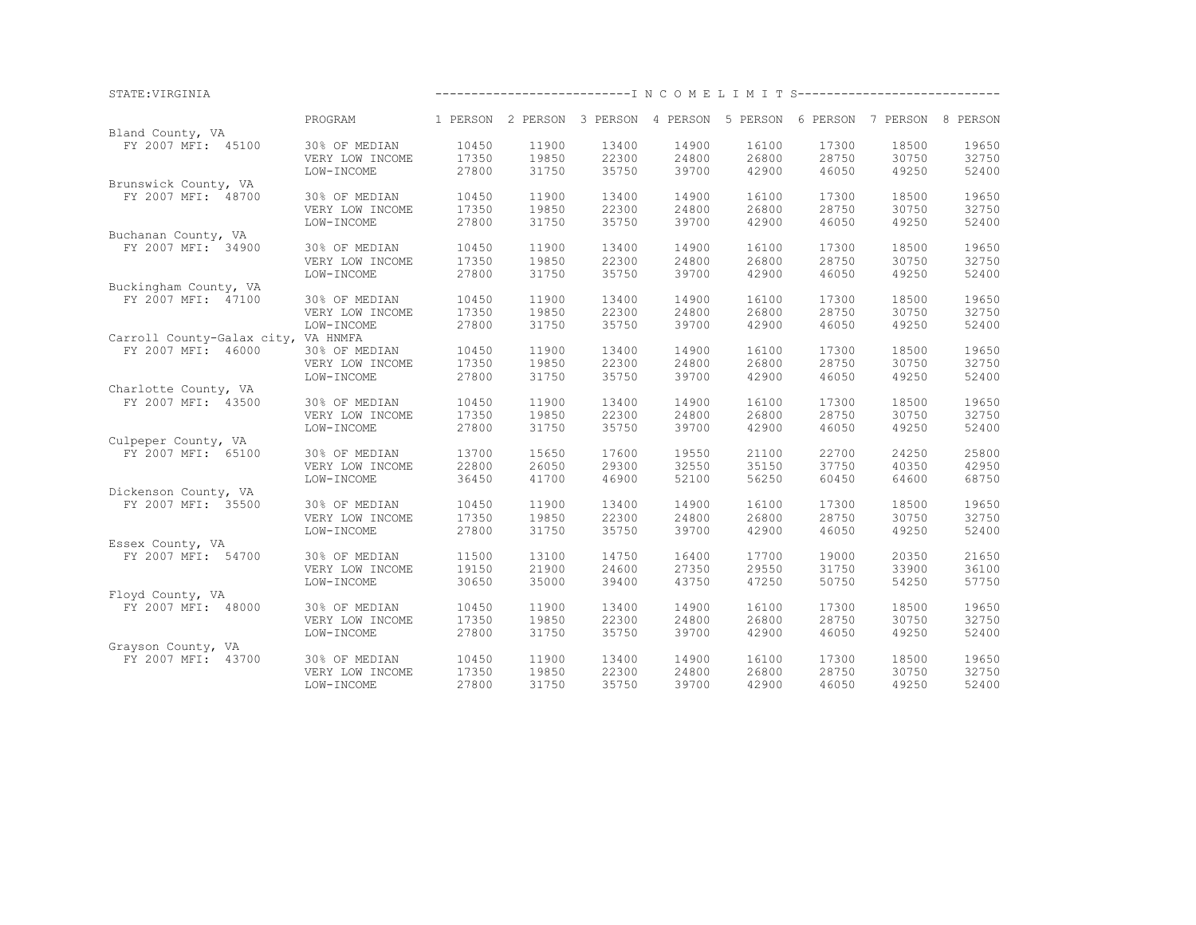STATE:VIRGINIA

| | PROGRAM | 1 PERSON | 2 PERSON | 3 PERSON | 4 PERSON | 5 PERSON | 6 PERSON | 7 PERSON | 8 PERSON |
|---|---|---|---|---|---|---|---|---|---|
| | | I N C O M E | L I M I T S | | | | | | |
| Bland County, VA | | | | | | | | | |
| FY 2007 MFI: 45100 | 30% OF MEDIAN | 10450 | 11900 | 13400 | 14900 | 16100 | 17300 | 18500 | 19650 |
| | VERY LOW INCOME | 17350 | 19850 | 22300 | 24800 | 26800 | 28750 | 30750 | 32750 |
| | LOW-INCOME | 27800 | 31750 | 35750 | 39700 | 42900 | 46050 | 49250 | 52400 |
| Brunswick County, VA | | | | | | | | | |
| FY 2007 MFI: 48700 | 30% OF MEDIAN | 10450 | 11900 | 13400 | 14900 | 16100 | 17300 | 18500 | 19650 |
| | VERY LOW INCOME | 17350 | 19850 | 22300 | 24800 | 26800 | 28750 | 30750 | 32750 |
| | LOW-INCOME | 27800 | 31750 | 35750 | 39700 | 42900 | 46050 | 49250 | 52400 |
| Buchanan County, VA | | | | | | | | | |
| FY 2007 MFI: 34900 | 30% OF MEDIAN | 10450 | 11900 | 13400 | 14900 | 16100 | 17300 | 18500 | 19650 |
| | VERY LOW INCOME | 17350 | 19850 | 22300 | 24800 | 26800 | 28750 | 30750 | 32750 |
| | LOW-INCOME | 27800 | 31750 | 35750 | 39700 | 42900 | 46050 | 49250 | 52400 |
| Buckingham County, VA | | | | | | | | | |
| FY 2007 MFI: 47100 | 30% OF MEDIAN | 10450 | 11900 | 13400 | 14900 | 16100 | 17300 | 18500 | 19650 |
| | VERY LOW INCOME | 17350 | 19850 | 22300 | 24800 | 26800 | 28750 | 30750 | 32750 |
| | LOW-INCOME | 27800 | 31750 | 35750 | 39700 | 42900 | 46050 | 49250 | 52400 |
| Carroll County-Galax city, VA HNMFA | | | | | | | | | |
| FY 2007 MFI: 46000 | 30% OF MEDIAN | 10450 | 11900 | 13400 | 14900 | 16100 | 17300 | 18500 | 19650 |
| | VERY LOW INCOME | 17350 | 19850 | 22300 | 24800 | 26800 | 28750 | 30750 | 32750 |
| | LOW-INCOME | 27800 | 31750 | 35750 | 39700 | 42900 | 46050 | 49250 | 52400 |
| Charlotte County, VA | | | | | | | | | |
| FY 2007 MFI: 43500 | 30% OF MEDIAN | 10450 | 11900 | 13400 | 14900 | 16100 | 17300 | 18500 | 19650 |
| | VERY LOW INCOME | 17350 | 19850 | 22300 | 24800 | 26800 | 28750 | 30750 | 32750 |
| | LOW-INCOME | 27800 | 31750 | 35750 | 39700 | 42900 | 46050 | 49250 | 52400 |
| Culpeper County, VA | | | | | | | | | |
| FY 2007 MFI: 65100 | 30% OF MEDIAN | 13700 | 15650 | 17600 | 19550 | 21100 | 22700 | 24250 | 25800 |
| | VERY LOW INCOME | 22800 | 26050 | 29300 | 32550 | 35150 | 37750 | 40350 | 42950 |
| | LOW-INCOME | 36450 | 41700 | 46900 | 52100 | 56250 | 60450 | 64600 | 68750 |
| Dickenson County, VA | | | | | | | | | |
| FY 2007 MFI: 35500 | 30% OF MEDIAN | 10450 | 11900 | 13400 | 14900 | 16100 | 17300 | 18500 | 19650 |
| | VERY LOW INCOME | 17350 | 19850 | 22300 | 24800 | 26800 | 28750 | 30750 | 32750 |
| | LOW-INCOME | 27800 | 31750 | 35750 | 39700 | 42900 | 46050 | 49250 | 52400 |
| Essex County, VA | | | | | | | | | |
| FY 2007 MFI: 54700 | 30% OF MEDIAN | 11500 | 13100 | 14750 | 16400 | 17700 | 19000 | 20350 | 21650 |
| | VERY LOW INCOME | 19150 | 21900 | 24600 | 27350 | 29550 | 31750 | 33900 | 36100 |
| | LOW-INCOME | 30650 | 35000 | 39400 | 43750 | 47250 | 50750 | 54250 | 57750 |
| Floyd County, VA | | | | | | | | | |
| FY 2007 MFI: 48000 | 30% OF MEDIAN | 10450 | 11900 | 13400 | 14900 | 16100 | 17300 | 18500 | 19650 |
| | VERY LOW INCOME | 17350 | 19850 | 22300 | 24800 | 26800 | 28750 | 30750 | 32750 |
| | LOW-INCOME | 27800 | 31750 | 35750 | 39700 | 42900 | 46050 | 49250 | 52400 |
| Grayson County, VA | | | | | | | | | |
| FY 2007 MFI: 43700 | 30% OF MEDIAN | 10450 | 11900 | 13400 | 14900 | 16100 | 17300 | 18500 | 19650 |
| | VERY LOW INCOME | 17350 | 19850 | 22300 | 24800 | 26800 | 28750 | 30750 | 32750 |
| | LOW-INCOME | 27800 | 31750 | 35750 | 39700 | 42900 | 46050 | 49250 | 52400 |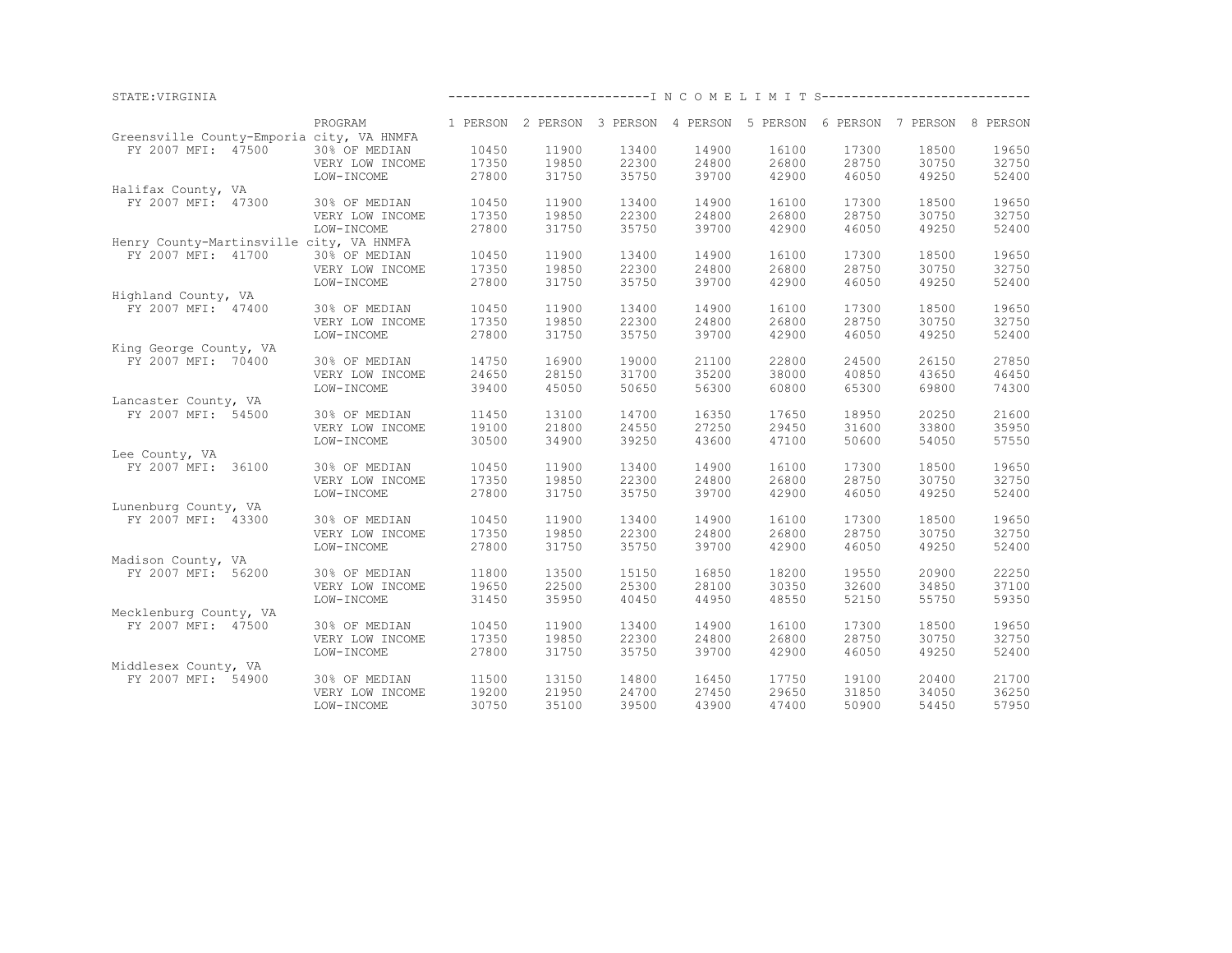STATE:VIRGINIA

| | PROGRAM | 1 PERSON | 2 PERSON | 3 PERSON | 4 PERSON | 5 PERSON | 6 PERSON | 7 PERSON | 8 PERSON |
|---|---|---|---|---|---|---|---|---|---|
| Greensville County-Emporia city, VA HNMFA | | | | | | | | | |
| FY 2007 MFI: 47500 | 30% OF MEDIAN | 10450 | 11900 | 13400 | 14900 | 16100 | 17300 | 18500 | 19650 |
| | VERY LOW INCOME | 17350 | 19850 | 22300 | 24800 | 26800 | 28750 | 30750 | 32750 |
| | LOW-INCOME | 27800 | 31750 | 35750 | 39700 | 42900 | 46050 | 49250 | 52400 |
| Halifax County, VA | | | | | | | | | |
| FY 2007 MFI: 47300 | 30% OF MEDIAN | 10450 | 11900 | 13400 | 14900 | 16100 | 17300 | 18500 | 19650 |
| | VERY LOW INCOME | 17350 | 19850 | 22300 | 24800 | 26800 | 28750 | 30750 | 32750 |
| | LOW-INCOME | 27800 | 31750 | 35750 | 39700 | 42900 | 46050 | 49250 | 52400 |
| Henry County-Martinsville city, VA HNMFA | | | | | | | | | |
| FY 2007 MFI: 41700 | 30% OF MEDIAN | 10450 | 11900 | 13400 | 14900 | 16100 | 17300 | 18500 | 19650 |
| | VERY LOW INCOME | 17350 | 19850 | 22300 | 24800 | 26800 | 28750 | 30750 | 32750 |
| | LOW-INCOME | 27800 | 31750 | 35750 | 39700 | 42900 | 46050 | 49250 | 52400 |
| Highland County, VA | | | | | | | | | |
| FY 2007 MFI: 47400 | 30% OF MEDIAN | 10450 | 11900 | 13400 | 14900 | 16100 | 17300 | 18500 | 19650 |
| | VERY LOW INCOME | 17350 | 19850 | 22300 | 24800 | 26800 | 28750 | 30750 | 32750 |
| | LOW-INCOME | 27800 | 31750 | 35750 | 39700 | 42900 | 46050 | 49250 | 52400 |
| King George County, VA | | | | | | | | | |
| FY 2007 MFI: 70400 | 30% OF MEDIAN | 14750 | 16900 | 19000 | 21100 | 22800 | 24500 | 26150 | 27850 |
| | VERY LOW INCOME | 24650 | 28150 | 31700 | 35200 | 38000 | 40850 | 43650 | 46450 |
| | LOW-INCOME | 39400 | 45050 | 50650 | 56300 | 60800 | 65300 | 69800 | 74300 |
| Lancaster County, VA | | | | | | | | | |
| FY 2007 MFI: 54500 | 30% OF MEDIAN | 11450 | 13100 | 14700 | 16350 | 17650 | 18950 | 20250 | 21600 |
| | VERY LOW INCOME | 19100 | 21800 | 24550 | 27250 | 29450 | 31600 | 33800 | 35950 |
| | LOW-INCOME | 30500 | 34900 | 39250 | 43600 | 47100 | 50600 | 54050 | 57550 |
| Lee County, VA | | | | | | | | | |
| FY 2007 MFI: 36100 | 30% OF MEDIAN | 10450 | 11900 | 13400 | 14900 | 16100 | 17300 | 18500 | 19650 |
| | VERY LOW INCOME | 17350 | 19850 | 22300 | 24800 | 26800 | 28750 | 30750 | 32750 |
| | LOW-INCOME | 27800 | 31750 | 35750 | 39700 | 42900 | 46050 | 49250 | 52400 |
| Lunenburg County, VA | | | | | | | | | |
| FY 2007 MFI: 43300 | 30% OF MEDIAN | 10450 | 11900 | 13400 | 14900 | 16100 | 17300 | 18500 | 19650 |
| | VERY LOW INCOME | 17350 | 19850 | 22300 | 24800 | 26800 | 28750 | 30750 | 32750 |
| | LOW-INCOME | 27800 | 31750 | 35750 | 39700 | 42900 | 46050 | 49250 | 52400 |
| Madison County, VA | | | | | | | | | |
| FY 2007 MFI: 56200 | 30% OF MEDIAN | 11800 | 13500 | 15150 | 16850 | 18200 | 19550 | 20900 | 22250 |
| | VERY LOW INCOME | 19650 | 22500 | 25300 | 28100 | 30350 | 32600 | 34850 | 37100 |
| | LOW-INCOME | 31450 | 35950 | 40450 | 44950 | 48550 | 52150 | 55750 | 59350 |
| Mecklenburg County, VA | | | | | | | | | |
| FY 2007 MFI: 47500 | 30% OF MEDIAN | 10450 | 11900 | 13400 | 14900 | 16100 | 17300 | 18500 | 19650 |
| | VERY LOW INCOME | 17350 | 19850 | 22300 | 24800 | 26800 | 28750 | 30750 | 32750 |
| | LOW-INCOME | 27800 | 31750 | 35750 | 39700 | 42900 | 46050 | 49250 | 52400 |
| Middlesex County, VA | | | | | | | | | |
| FY 2007 MFI: 54900 | 30% OF MEDIAN | 11500 | 13150 | 14800 | 16450 | 17750 | 19100 | 20400 | 21700 |
| | VERY LOW INCOME | 19200 | 21950 | 24700 | 27450 | 29650 | 31850 | 34050 | 36250 |
| | LOW-INCOME | 30750 | 35100 | 39500 | 43900 | 47400 | 50900 | 54450 | 57950 |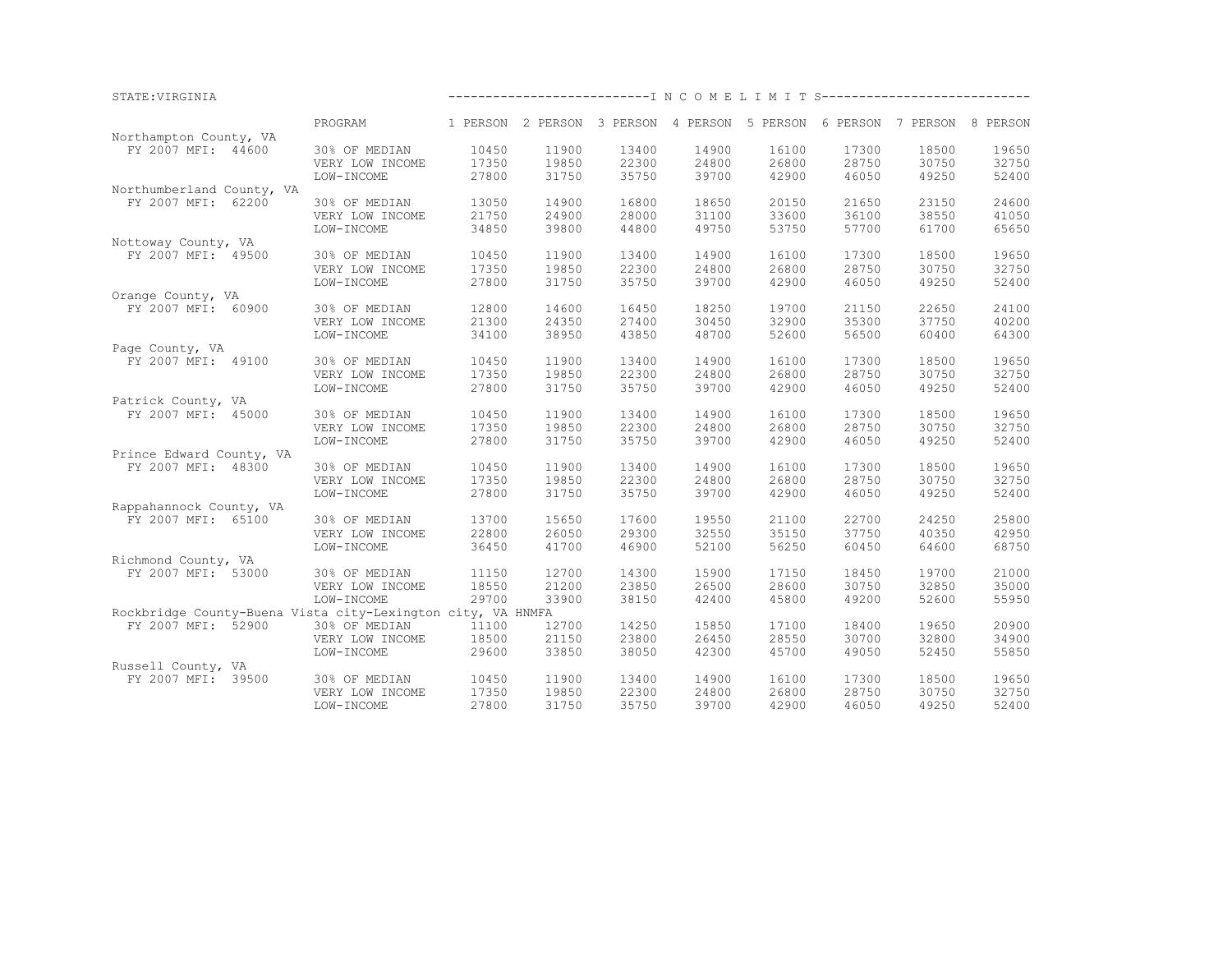STATE:VIRGINIA

| | PROGRAM | 1 PERSON | 2 PERSON | 3 PERSON | 4 PERSON | 5 PERSON | 6 PERSON | 7 PERSON | 8 PERSON |
|---|---|---|---|---|---|---|---|---|---|
| Northampton County, VA | | | | | | | | | |
| FY 2007 MFI: 44600 | 30% OF MEDIAN | 10450 | 11900 | 13400 | 14900 | 16100 | 17300 | 18500 | 19650 |
| | VERY LOW INCOME | 17350 | 19850 | 22300 | 24800 | 26800 | 28750 | 30750 | 32750 |
| | LOW-INCOME | 27800 | 31750 | 35750 | 39700 | 42900 | 46050 | 49250 | 52400 |
| Northumberland County, VA | | | | | | | | | |
| FY 2007 MFI: 62200 | 30% OF MEDIAN | 13050 | 14900 | 16800 | 18650 | 20150 | 21650 | 23150 | 24600 |
| | VERY LOW INCOME | 21750 | 24900 | 28000 | 31100 | 33600 | 36100 | 38550 | 41050 |
| | LOW-INCOME | 34850 | 39800 | 44800 | 49750 | 53750 | 57700 | 61700 | 65650 |
| Nottoway County, VA | | | | | | | | | |
| FY 2007 MFI: 49500 | 30% OF MEDIAN | 10450 | 11900 | 13400 | 14900 | 16100 | 17300 | 18500 | 19650 |
| | VERY LOW INCOME | 17350 | 19850 | 22300 | 24800 | 26800 | 28750 | 30750 | 32750 |
| | LOW-INCOME | 27800 | 31750 | 35750 | 39700 | 42900 | 46050 | 49250 | 52400 |
| Orange County, VA | | | | | | | | | |
| FY 2007 MFI: 60900 | 30% OF MEDIAN | 12800 | 14600 | 16450 | 18250 | 19700 | 21150 | 22650 | 24100 |
| | VERY LOW INCOME | 21300 | 24350 | 27400 | 30450 | 32900 | 35300 | 37750 | 40200 |
| | LOW-INCOME | 34100 | 38950 | 43850 | 48700 | 52600 | 56500 | 60400 | 64300 |
| Page County, VA | | | | | | | | | |
| FY 2007 MFI: 49100 | 30% OF MEDIAN | 10450 | 11900 | 13400 | 14900 | 16100 | 17300 | 18500 | 19650 |
| | VERY LOW INCOME | 17350 | 19850 | 22300 | 24800 | 26800 | 28750 | 30750 | 32750 |
| | LOW-INCOME | 27800 | 31750 | 35750 | 39700 | 42900 | 46050 | 49250 | 52400 |
| Patrick County, VA | | | | | | | | | |
| FY 2007 MFI: 45000 | 30% OF MEDIAN | 10450 | 11900 | 13400 | 14900 | 16100 | 17300 | 18500 | 19650 |
| | VERY LOW INCOME | 17350 | 19850 | 22300 | 24800 | 26800 | 28750 | 30750 | 32750 |
| | LOW-INCOME | 27800 | 31750 | 35750 | 39700 | 42900 | 46050 | 49250 | 52400 |
| Prince Edward County, VA | | | | | | | | | |
| FY 2007 MFI: 48300 | 30% OF MEDIAN | 10450 | 11900 | 13400 | 14900 | 16100 | 17300 | 18500 | 19650 |
| | VERY LOW INCOME | 17350 | 19850 | 22300 | 24800 | 26800 | 28750 | 30750 | 32750 |
| | LOW-INCOME | 27800 | 31750 | 35750 | 39700 | 42900 | 46050 | 49250 | 52400 |
| Rappahannock County, VA | | | | | | | | | |
| FY 2007 MFI: 65100 | 30% OF MEDIAN | 13700 | 15650 | 17600 | 19550 | 21100 | 22700 | 24250 | 25800 |
| | VERY LOW INCOME | 22800 | 26050 | 29300 | 32550 | 35150 | 37750 | 40350 | 42950 |
| | LOW-INCOME | 36450 | 41700 | 46900 | 52100 | 56250 | 60450 | 64600 | 68750 |
| Richmond County, VA | | | | | | | | | |
| FY 2007 MFI: 53000 | 30% OF MEDIAN | 11150 | 12700 | 14300 | 15900 | 17150 | 18450 | 19700 | 21000 |
| | VERY LOW INCOME | 18550 | 21200 | 23850 | 26500 | 28600 | 30750 | 32850 | 35000 |
| | LOW-INCOME | 29700 | 33900 | 38150 | 42400 | 45800 | 49200 | 52600 | 55950 |
| Rockbridge County-Buena Vista city-Lexington city, VA HNMFA | | | | | | | | | |
| FY 2007 MFI: 52900 | 30% OF MEDIAN | 11100 | 12700 | 14250 | 15850 | 17100 | 18400 | 19650 | 20900 |
| | VERY LOW INCOME | 18500 | 21150 | 23800 | 26450 | 28550 | 30700 | 32800 | 34900 |
| | LOW-INCOME | 29600 | 33850 | 38050 | 42300 | 45700 | 49050 | 52450 | 55850 |
| Russell County, VA | | | | | | | | | |
| FY 2007 MFI: 39500 | 30% OF MEDIAN | 10450 | 11900 | 13400 | 14900 | 16100 | 17300 | 18500 | 19650 |
| | VERY LOW INCOME | 17350 | 19850 | 22300 | 24800 | 26800 | 28750 | 30750 | 32750 |
| | LOW-INCOME | 27800 | 31750 | 35750 | 39700 | 42900 | 46050 | 49250 | 52400 |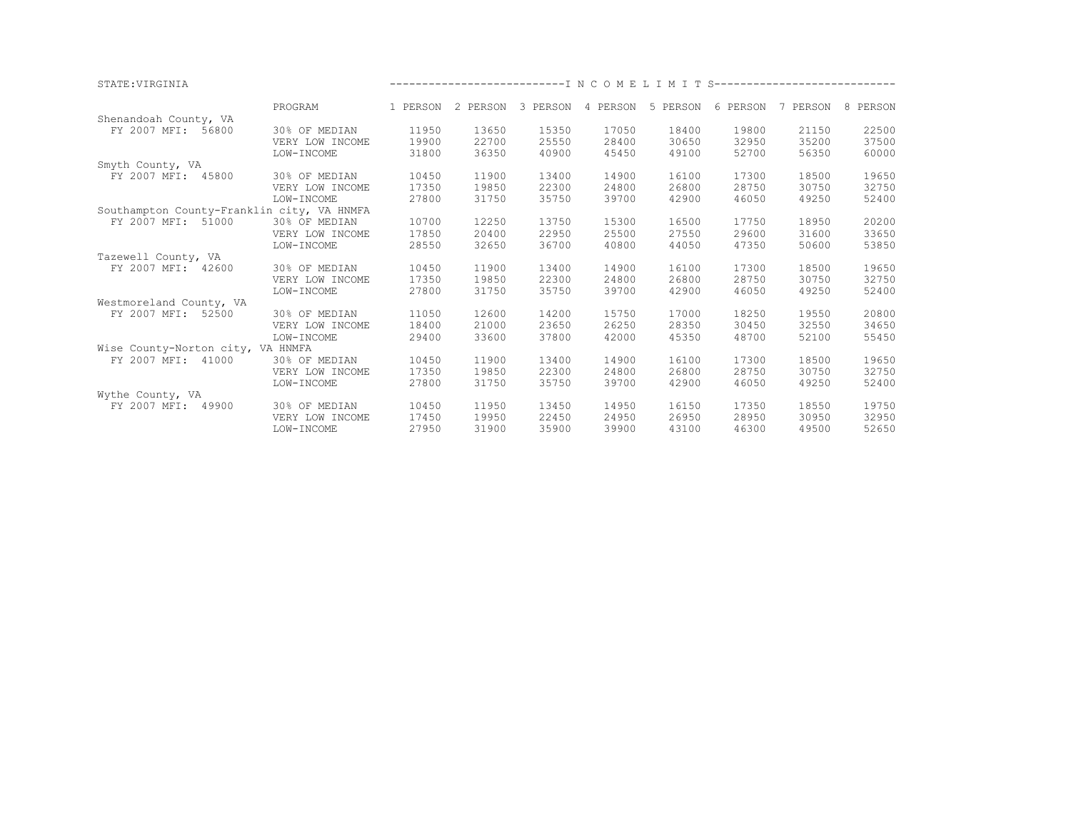STATE:VIRGINIA

| | PROGRAM | 1 PERSON | 2 PERSON | 3 PERSON | 4 PERSON | 5 PERSON | 6 PERSON | 7 PERSON | 8 PERSON |
|---|---|---|---|---|---|---|---|---|---|
| | | I N C O M E | L I M I T S | | | | | | |
| Shenandoah County, VA | | | | | | | | | |
| FY 2007 MFI: 56800 | 30% OF MEDIAN | 11950 | 13650 | 15350 | 17050 | 18400 | 19800 | 21150 | 22500 |
| | VERY LOW INCOME | 19900 | 22700 | 25550 | 28400 | 30650 | 32950 | 35200 | 37500 |
| | LOW-INCOME | 31800 | 36350 | 40900 | 45450 | 49100 | 52700 | 56350 | 60000 |
| Smyth County, VA | | | | | | | | | |
| FY 2007 MFI: 45800 | 30% OF MEDIAN | 10450 | 11900 | 13400 | 14900 | 16100 | 17300 | 18500 | 19650 |
| | VERY LOW INCOME | 17350 | 19850 | 22300 | 24800 | 26800 | 28750 | 30750 | 32750 |
| | LOW-INCOME | 27800 | 31750 | 35750 | 39700 | 42900 | 46050 | 49250 | 52400 |
| Southampton County-Franklin city, VA HNMFA | | | | | | | | | |
| FY 2007 MFI: 51000 | 30% OF MEDIAN | 10700 | 12250 | 13750 | 15300 | 16500 | 17750 | 18950 | 20200 |
| | VERY LOW INCOME | 17850 | 20400 | 22950 | 25500 | 27550 | 29600 | 31600 | 33650 |
| | LOW-INCOME | 28550 | 32650 | 36700 | 40800 | 44050 | 47350 | 50600 | 53850 |
| Tazewell County, VA | | | | | | | | | |
| FY 2007 MFI: 42600 | 30% OF MEDIAN | 10450 | 11900 | 13400 | 14900 | 16100 | 17300 | 18500 | 19650 |
| | VERY LOW INCOME | 17350 | 19850 | 22300 | 24800 | 26800 | 28750 | 30750 | 32750 |
| | LOW-INCOME | 27800 | 31750 | 35750 | 39700 | 42900 | 46050 | 49250 | 52400 |
| Westmoreland County, VA | | | | | | | | | |
| FY 2007 MFI: 52500 | 30% OF MEDIAN | 11050 | 12600 | 14200 | 15750 | 17000 | 18250 | 19550 | 20800 |
| | VERY LOW INCOME | 18400 | 21000 | 23650 | 26250 | 28350 | 30450 | 32550 | 34650 |
| | LOW-INCOME | 29400 | 33600 | 37800 | 42000 | 45350 | 48700 | 52100 | 55450 |
| Wise County-Norton city, VA HNMFA | | | | | | | | | |
| FY 2007 MFI: 41000 | 30% OF MEDIAN | 10450 | 11900 | 13400 | 14900 | 16100 | 17300 | 18500 | 19650 |
| | VERY LOW INCOME | 17350 | 19850 | 22300 | 24800 | 26800 | 28750 | 30750 | 32750 |
| | LOW-INCOME | 27800 | 31750 | 35750 | 39700 | 42900 | 46050 | 49250 | 52400 |
| Wythe County, VA | | | | | | | | | |
| FY 2007 MFI: 49900 | 30% OF MEDIAN | 10450 | 11950 | 13450 | 14950 | 16150 | 17350 | 18550 | 19750 |
| | VERY LOW INCOME | 17450 | 19950 | 22450 | 24950 | 26950 | 28950 | 30950 | 32950 |
| | LOW-INCOME | 27950 | 31900 | 35900 | 39900 | 43100 | 46300 | 49500 | 52650 |